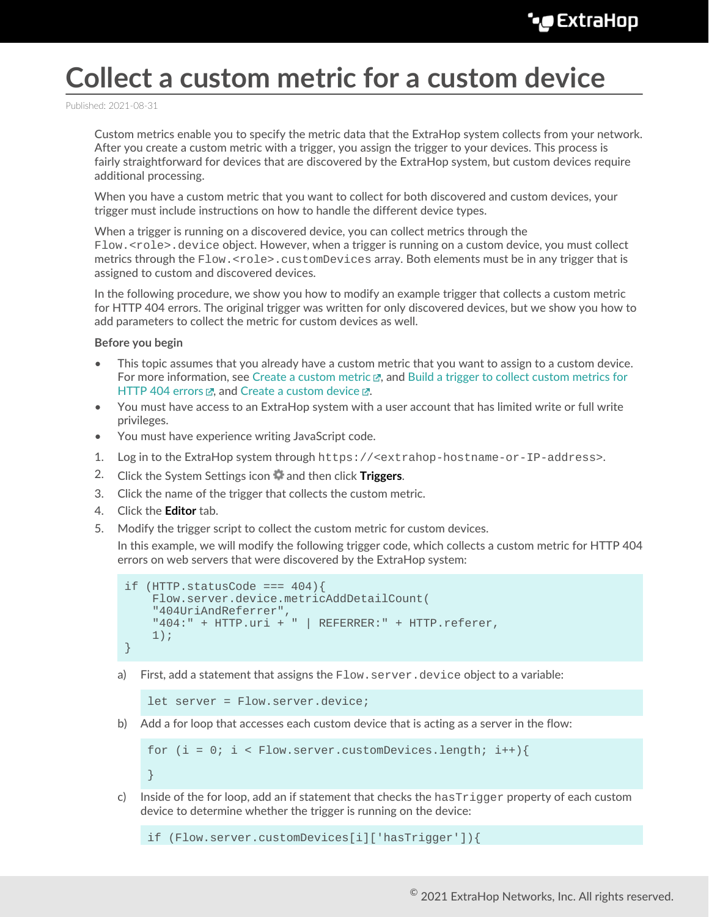# Collect a custom metric for a custom device

Published: 2021-08-31

Custom metrics enable you to specify the metric data that the ExtraHop system collects from your network. After you create a custom metric with a trigger, you assign the trigger to your devices. This process is fairly straightforward for devices that are discovered by the ExtraHop system, but custom devices require additional processing.

When you have a custom metric that you want to collect for both discovered and custom devices, your trigger must include instructions on how to handle the different device types.

When a trigger is running on a discovered device, you can collect metrics through the `Flow.<role>.device` object. However, when a trigger is running on a custom device, you must collect metrics through the `Flow.<role>.customDevices` array. Both elements must be in any trigger that is assigned to custom and discovered devices.

In the following procedure, we show you how to modify an example trigger that collects a custom metric for HTTP 404 errors. The original trigger was written for only discovered devices, but we show you how to add parameters to collect the metric for custom devices as well.

**Before you begin**

- This topic assumes that you already have a custom metric that you want to assign to a custom device. For more information, see Create a custom metric, and Build a trigger to collect custom metrics for HTTP 404 errors, and Create a custom device.
- You must have access to an ExtraHop system with a user account that has limited write or full write privileges.
- You must have experience writing JavaScript code.

1. Log in to the ExtraHop system through `https://<extrahop-hostname-or-IP-address>`.
2. Click the System Settings icon and then click **Triggers**.
3. Click the name of the trigger that collects the custom metric.
4. Click the **Editor** tab.
5. Modify the trigger script to collect the custom metric for custom devices.

   In this example, we will modify the following trigger code, which collects a custom metric for HTTP 404 errors on web servers that were discovered by the ExtraHop system:

   ```
   if (HTTP.statusCode === 404){
       Flow.server.device.metricAddDetailCount(
       "404UriAndReferrer",
       "404:" + HTTP.uri + " | REFERRER:" + HTTP.referer,
       1);
   }
   ```

   a) First, add a statement that assigns the `Flow.server.device` object to a variable:

   ```
   let server = Flow.server.device;
   ```

   b) Add a for loop that accesses each custom device that is acting as a server in the flow:

   ```
   for (i = 0; i < Flow.server.customDevices.length; i++){

   }
   ```

   c) Inside of the for loop, add an if statement that checks the `hasTrigger` property of each custom device to determine whether the trigger is running on the device:

   ```
   if (Flow.server.customDevices[i]['hasTrigger']){
   ```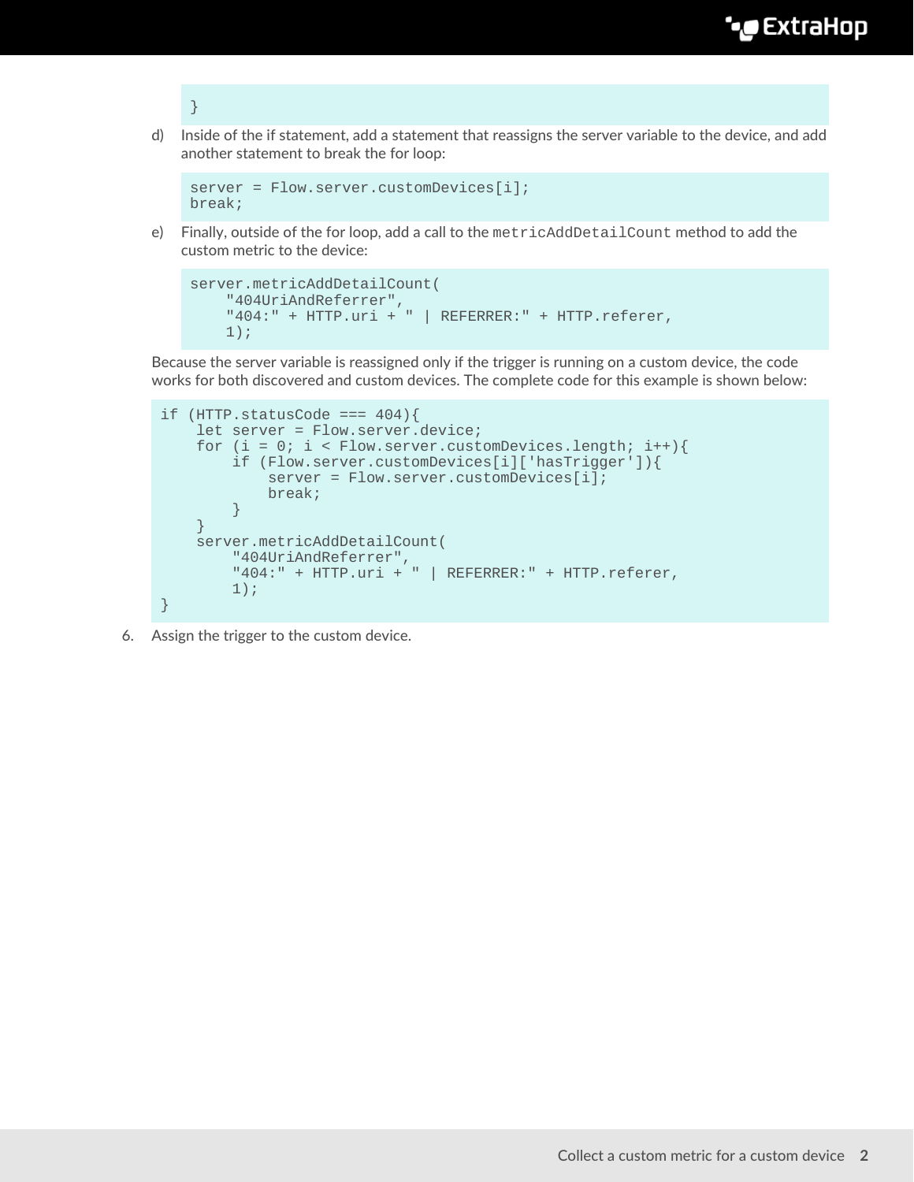```
}
```

d) Inside of the if statement, add a statement that reassigns the server variable to the device, and add another statement to break the for loop:

```
server = Flow.server.customDevices[i];
break;
```

e) Finally, outside of the for loop, add a call to the `metricAddDetailCount` method to add the custom metric to the device:

```
server.metricAddDetailCount(
    "404UriAndReferrer",
    "404:" + HTTP.uri + " | REFERRER:" + HTTP.referer,
    1);
```

Because the server variable is reassigned only if the trigger is running on a custom device, the code works for both discovered and custom devices. The complete code for this example is shown below:

```
if (HTTP.statusCode === 404){
    let server = Flow.server.device;
    for (i = 0; i < Flow.server.customDevices.length; i++){
        if (Flow.server.customDevices[i]['hasTrigger']){
            server = Flow.server.customDevices[i];
            break;
        }
    }
    server.metricAddDetailCount(
        "404UriAndReferrer",
        "404:" + HTTP.uri + " | REFERRER:" + HTTP.referer,
        1);
}
```

6. Assign the trigger to the custom device.